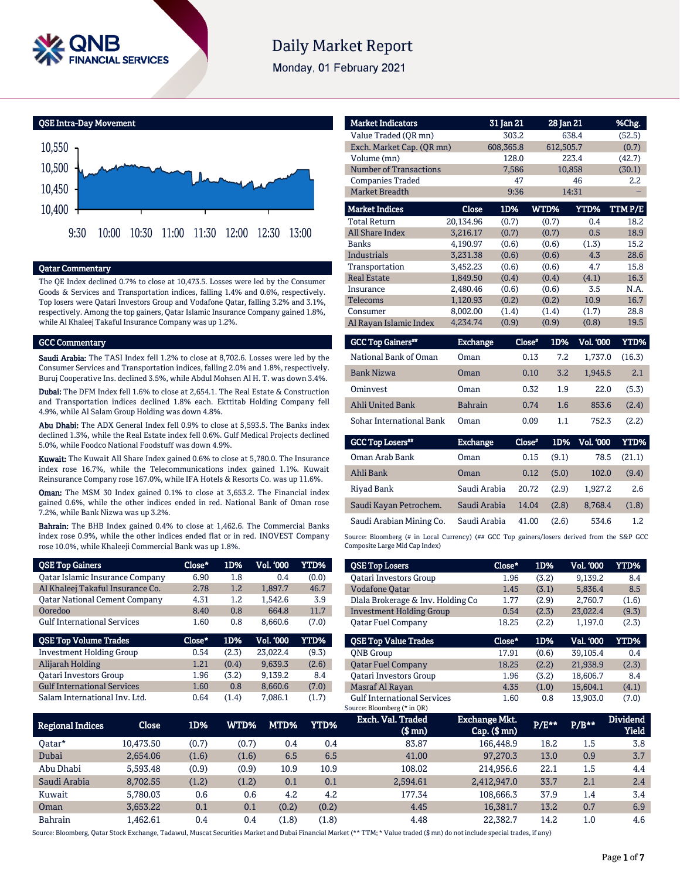# Daily Market Report

Monday, 01 February 2021

## QSE Intra-Day Movement

## Qatar Commentary

The QE Index declined 0.7% to close at 10,473.5. Losses were led by the Consumer Goods & Services and Transportation indices, falling 1.4% and 0.6%, respectively. Top losers were Qatari Investors Group and Vodafone Qatar, falling 3.2% and 3.1%, respectively. Among the top gainers, Qatar Islamic Insurance Company gained 1.8%, while Al Khaleej Takaful Insurance Company was up 1.2%.

## GCC Commentary

**Saudi Arabia:** The TASI Index fell 1.2% to close at 8,702.6. Losses were led by the Consumer Services and Transportation indices, falling 2.0% and 1.8%, respectively. Buruj Cooperative Ins. declined 3.5%, while Abdul Mohsen Al H. T. was down 3.4%.

**Dubai:** The DFM Index fell 1.6% to close at 2,654.1. The Real Estate & Construction and Transportation indices declined 1.8% each. Ekttitab Holding Company fell 4.9%, while Al Salam Group Holding was down 4.8%.

**Abu Dhabi:** The ADX General Index fell 0.9% to close at 5,593.5. The Banks index declined 1.3%, while the Real Estate index fell 0.6%. Gulf Medical Projects declined 5.0%, while Foodco National Foodstuff was down 4.9%.

**Kuwait:** The Kuwait All Share Index gained 0.6% to close at 5,780.0. The Insurance index rose 16.7%, while the Telecommunications index gained 1.1%. Kuwait Reinsurance Company rose 167.0%, while IFA Hotels & Resorts Co. was up 11.6%.

**Oman:** The MSM 30 Index gained 0.1% to close at 3,653.2. The Financial index gained 0.6%, while the other indices ended in red. National Bank of Oman rose 7.2%, while Bank Nizwa was up 3.2%.

**Bahrain:** The BHB Index gained 0.4% to close at 1,462.6. The Commercial Banks index rose 0.9%, while the other indices ended flat or in red. INOVEST Company rose 10.0%, while Khaleeji Commercial Bank was up 1.8%.

| QSE Top Gainers | Close* | 1D% | Vol. '000 | YTD% |
|---|---|---|---|---|
| Qatar Islamic Insurance Company | 6.90 | 1.8 | 0.4 | (0.0) |
| Al Khaleej Takaful Insurance Co. | 2.78 | 1.2 | 1,897.7 | 46.7 |
| Qatar National Cement Company | 4.31 | 1.2 | 1,542.6 | 3.9 |
| Ooredoo | 8.40 | 0.8 | 664.8 | 11.7 |
| Gulf International Services | 1.60 | 0.8 | 8,660.6 | (7.0) |

| QSE Top Volume Trades | Close* | 1D% | Vol. '000 | YTD% |
|---|---|---|---|---|
| Investment Holding Group | 0.54 | (2.3) | 23,022.4 | (9.3) |
| Alijarah Holding | 1.21 | (0.4) | 9,639.3 | (2.6) |
| Qatari Investors Group | 1.96 | (3.2) | 9,139.2 | 8.4 |
| Gulf International Services | 1.60 | 0.8 | 8,660.6 | (7.0) |
| Salam International Inv. Ltd. | 0.64 | (1.4) | 7,086.1 | (1.7) |

| Market Indicators | 31 Jan 21 | 28 Jan 21 | %Chg. |
|---|---|---|---|
| Value Traded (QR mn) | 303.2 | 638.4 | (52.5) |
| Exch. Market Cap. (QR mn) | 608,365.8 | 612,505.7 | (0.7) |
| Volume (mn) | 128.0 | 223.4 | (42.7) |
| Number of Transactions | 7,586 | 10,858 | (30.1) |
| Companies Traded | 47 | 46 | 2.2 |
| Market Breadth | 9:36 | 14:31 | – |

| Market Indices | Close | 1D% | WTD% | YTD% | TTM P/E |
|---|---|---|---|---|---|
| Total Return | 20,134.96 | (0.7) | (0.7) | 0.4 | 18.2 |
| All Share Index | 3,216.17 | (0.7) | (0.7) | 0.5 | 18.9 |
| Banks | 4,190.97 | (0.6) | (0.6) | (1.3) | 15.2 |
| Industrials | 3,231.38 | (0.6) | (0.6) | 4.3 | 28.6 |
| Transportation | 3,452.23 | (0.6) | (0.6) | 4.7 | 15.8 |
| Real Estate | 1,849.50 | (0.4) | (0.4) | (4.1) | 16.3 |
| Insurance | 2,480.46 | (0.6) | (0.6) | 3.5 | N.A. |
| Telecoms | 1,120.93 | (0.2) | (0.2) | 10.9 | 16.7 |
| Consumer | 8,002.00 | (1.4) | (1.4) | (1.7) | 28.8 |
| Al Rayan Islamic Index | 4,234.74 | (0.9) | (0.9) | (0.8) | 19.5 |

| GCC Top Gainers## | Exchange | Close# | 1D% | Vol. '000 | YTD% |
|---|---|---|---|---|---|
| National Bank of Oman | Oman | 0.13 | 7.2 | 1,737.0 | (16.3) |
| Bank Nizwa | Oman | 0.10 | 3.2 | 1,945.5 | 2.1 |
| Ominvest | Oman | 0.32 | 1.9 | 22.0 | (5.3) |
| Ahli United Bank | Bahrain | 0.74 | 1.6 | 853.6 | (2.4) |
| Sohar International Bank | Oman | 0.09 | 1.1 | 752.3 | (2.2) |

| GCC Top Losers## | Exchange | Close# | 1D% | Vol. '000 | YTD% |
|---|---|---|---|---|---|
| Oman Arab Bank | Oman | 0.15 | (9.1) | 78.5 | (21.1) |
| Ahli Bank | Oman | 0.12 | (5.0) | 102.0 | (9.4) |
| Riyad Bank | Saudi Arabia | 20.72 | (2.9) | 1,927.2 | 2.6 |
| Saudi Kayan Petrochem. | Saudi Arabia | 14.04 | (2.8) | 8,768.4 | (1.8) |
| Saudi Arabian Mining Co. | Saudi Arabia | 41.00 | (2.6) | 534.6 | 1.2 |

Source: Bloomberg (# in Local Currency) (## GCC Top gainers/losers derived from the S&P GCC Composite Large Mid Cap Index)

| QSE Top Losers | Close* | 1D% | Vol. '000 | YTD% |
|---|---|---|---|---|
| Qatari Investors Group | 1.96 | (3.2) | 9,139.2 | 8.4 |
| Vodafone Qatar | 1.45 | (3.1) | 5,836.4 | 8.5 |
| Dlala Brokerage & Inv. Holding Co | 1.77 | (2.9) | 2,760.7 | (1.6) |
| Investment Holding Group | 0.54 | (2.3) | 23,022.4 | (9.3) |
| Qatar Fuel Company | 18.25 | (2.2) | 1,197.0 | (2.3) |

| QSE Top Value Trades | Close* | 1D% | Val. '000 | YTD% |
|---|---|---|---|---|
| QNB Group | 17.91 | (0.6) | 39,105.4 | 0.4 |
| Qatar Fuel Company | 18.25 | (2.2) | 21,938.9 | (2.3) |
| Qatari Investors Group | 1.96 | (3.2) | 18,606.7 | 8.4 |
| Masraf Al Rayan | 4.35 | (1.0) | 15,604.1 | (4.1) |
| Gulf International Services | 1.60 | 0.8 | 13,903.0 | (7.0) |

Source: Bloomberg (* in QR)

| Regional Indices | Close | 1D% | WTD% | MTD% | YTD% | Exch. Val. Traded ($ mn) | Exchange Mkt. Cap. ($ mn) | P/E** | P/B** | Dividend Yield |
|---|---|---|---|---|---|---|---|---|---|---|
| Qatar* | 10,473.50 | (0.7) | (0.7) | 0.4 | 0.4 | 83.87 | 166,448.9 | 18.2 | 1.5 | 3.8 |
| Dubai | 2,654.06 | (1.6) | (1.6) | 6.5 | 6.5 | 41.00 | 97,270.3 | 13.0 | 0.9 | 3.7 |
| Abu Dhabi | 5,593.48 | (0.9) | (0.9) | 10.9 | 10.9 | 108.02 | 214,956.6 | 22.1 | 1.5 | 4.4 |
| Saudi Arabia | 8,702.55 | (1.2) | (1.2) | 0.1 | 0.1 | 2,594.61 | 2,412,947.0 | 33.7 | 2.1 | 2.4 |
| Kuwait | 5,780.03 | 0.6 | 0.6 | 4.2 | 4.2 | 177.34 | 108,666.3 | 37.9 | 1.4 | 3.4 |
| Oman | 3,653.22 | 0.1 | 0.1 | (0.2) | (0.2) | 4.45 | 16,381.7 | 13.2 | 0.7 | 6.9 |
| Bahrain | 1,462.61 | 0.4 | 0.4 | (1.8) | (1.8) | 4.48 | 22,382.7 | 14.2 | 1.0 | 4.6 |

Source: Bloomberg, Qatar Stock Exchange, Tadawul, Muscat Securities Market and Dubai Financial Market (** TTM; * Value traded ($ mn) do not include special trades, if any)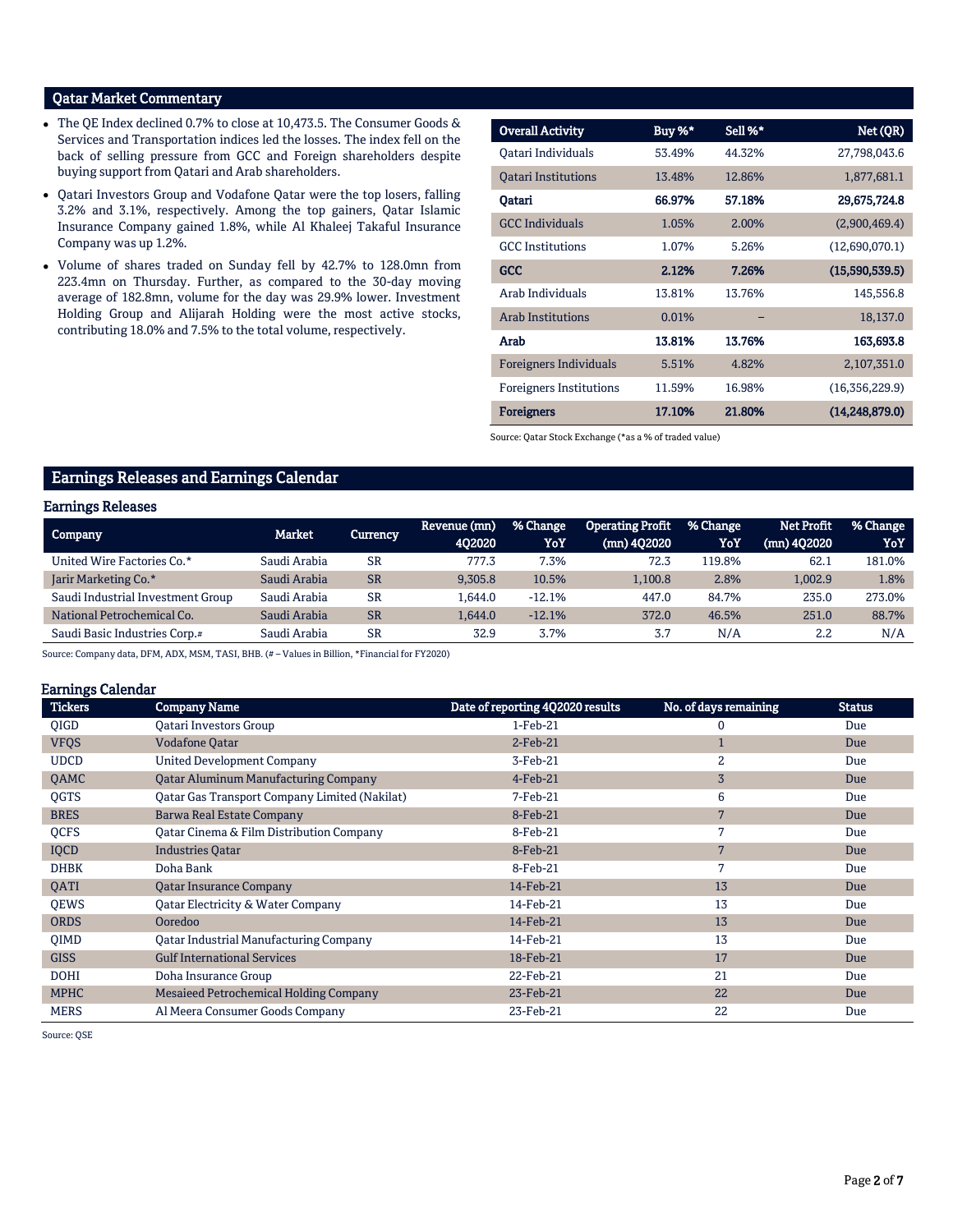## Qatar Market Commentary

- The QE Index declined 0.7% to close at 10,473.5. The Consumer Goods & Services and Transportation indices led the losses. The index fell on the back of selling pressure from GCC and Foreign shareholders despite buying support from Qatari and Arab shareholders.
- Qatari Investors Group and Vodafone Qatar were the top losers, falling 3.2% and 3.1%, respectively. Among the top gainers, Qatar Islamic Insurance Company gained 1.8%, while Al Khaleej Takaful Insurance Company was up 1.2%.
- Volume of shares traded on Sunday fell by 42.7% to 128.0mn from 223.4mn on Thursday. Further, as compared to the 30-day moving average of 182.8mn, volume for the day was 29.9% lower. Investment Holding Group and Alijarah Holding were the most active stocks, contributing 18.0% and 7.5% to the total volume, respectively.

| Overall Activity | Buy %* | Sell %* | Net (QR) |
|---|---|---|---|
| Qatari Individuals | 53.49% | 44.32% | 27,798,043.6 |
| Qatari Institutions | 13.48% | 12.86% | 1,877,681.1 |
| **Qatari** | **66.97%** | **57.18%** | **29,675,724.8** |
| GCC Individuals | 1.05% | 2.00% | (2,900,469.4) |
| GCC Institutions | 1.07% | 5.26% | (12,690,070.1) |
| **GCC** | **2.12%** | **7.26%** | **(15,590,539.5)** |
| Arab Individuals | 13.81% | 13.76% | 145,556.8 |
| Arab Institutions | 0.01% | – | 18,137.0 |
| **Arab** | **13.81%** | **13.76%** | **163,693.8** |
| Foreigners Individuals | 5.51% | 4.82% | 2,107,351.0 |
| Foreigners Institutions | 11.59% | 16.98% | (16,356,229.9) |
| **Foreigners** | **17.10%** | **21.80%** | **(14,248,879.0)** |

Source: Qatar Stock Exchange (*as a % of traded value)

## Earnings Releases and Earnings Calendar

### Earnings Releases

| Company | Market | Currency | Revenue (mn) 4Q2020 | % Change YoY | Operating Profit (mn) 4Q2020 | % Change YoY | Net Profit (mn) 4Q2020 | % Change YoY |
|---|---|---|---|---|---|---|---|---|
| United Wire Factories Co.* | Saudi Arabia | SR | 777.3 | 7.3% | 72.3 | 119.8% | 62.1 | 181.0% |
| Jarir Marketing Co.* | Saudi Arabia | SR | 9,305.8 | 10.5% | 1,100.8 | 2.8% | 1,002.9 | 1.8% |
| Saudi Industrial Investment Group | Saudi Arabia | SR | 1,644.0 | -12.1% | 447.0 | 84.7% | 235.0 | 273.0% |
| National Petrochemical Co. | Saudi Arabia | SR | 1,644.0 | -12.1% | 372.0 | 46.5% | 251.0 | 88.7% |
| Saudi Basic Industries Corp.# | Saudi Arabia | SR | 32.9 | 3.7% | 3.7 | N/A | 2.2 | N/A |

Source: Company data, DFM, ADX, MSM, TASI, BHB. (# – Values in Billion, *Financial for FY2020)

### Earnings Calendar

| Tickers | Company Name | Date of reporting 4Q2020 results | No. of days remaining | Status |
|---|---|---|---|---|
| QIGD | Qatari Investors Group | 1-Feb-21 | 0 | Due |
| VFQS | Vodafone Qatar | 2-Feb-21 | 1 | Due |
| UDCD | United Development Company | 3-Feb-21 | 2 | Due |
| QAMC | Qatar Aluminum Manufacturing Company | 4-Feb-21 | 3 | Due |
| QGTS | Qatar Gas Transport Company Limited (Nakilat) | 7-Feb-21 | 6 | Due |
| BRES | Barwa Real Estate Company | 8-Feb-21 | 7 | Due |
| QCFS | Qatar Cinema & Film Distribution Company | 8-Feb-21 | 7 | Due |
| IQCD | Industries Qatar | 8-Feb-21 | 7 | Due |
| DHBK | Doha Bank | 8-Feb-21 | 7 | Due |
| QATI | Qatar Insurance Company | 14-Feb-21 | 13 | Due |
| QEWS | Qatar Electricity & Water Company | 14-Feb-21 | 13 | Due |
| ORDS | Ooredoo | 14-Feb-21 | 13 | Due |
| QIMD | Qatar Industrial Manufacturing Company | 14-Feb-21 | 13 | Due |
| GISS | Gulf International Services | 18-Feb-21 | 17 | Due |
| DOHI | Doha Insurance Group | 22-Feb-21 | 21 | Due |
| MPHC | Mesaieed Petrochemical Holding Company | 23-Feb-21 | 22 | Due |
| MERS | Al Meera Consumer Goods Company | 23-Feb-21 | 22 | Due |

Source: QSE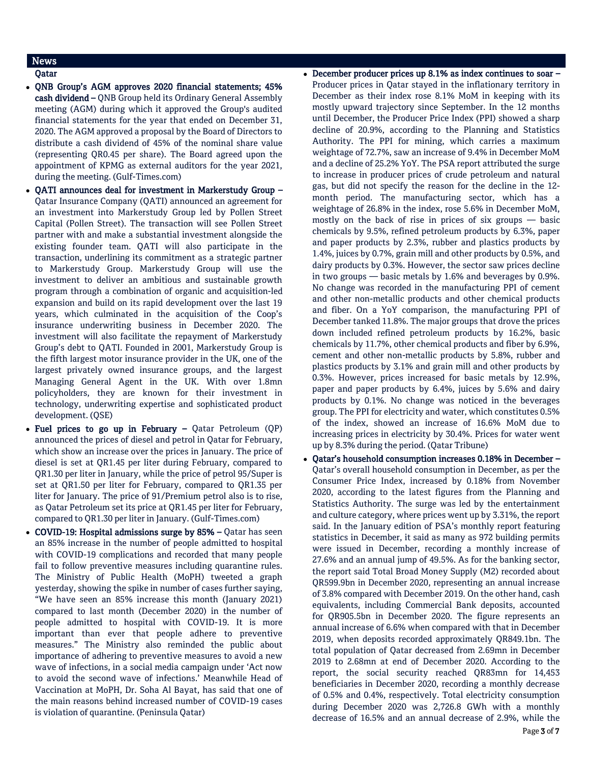## News

### Qatar

- **QNB Group's AGM approves 2020 financial statements; 45% cash dividend –** QNB Group held its Ordinary General Assembly meeting (AGM) during which it approved the Group's audited financial statements for the year that ended on December 31, 2020. The AGM approved a proposal by the Board of Directors to distribute a cash dividend of 45% of the nominal share value (representing QR0.45 per share). The Board agreed upon the appointment of KPMG as external auditors for the year 2021, during the meeting. (Gulf-Times.com)
- **QATI announces deal for investment in Markerstudy Group –** Qatar Insurance Company (QATI) announced an agreement for an investment into Markerstudy Group led by Pollen Street Capital (Pollen Street). The transaction will see Pollen Street partner with and make a substantial investment alongside the existing founder team. QATI will also participate in the transaction, underlining its commitment as a strategic partner to Markerstudy Group. Markerstudy Group will use the investment to deliver an ambitious and sustainable growth program through a combination of organic and acquisition-led expansion and build on its rapid development over the last 19 years, which culminated in the acquisition of the Coop's insurance underwriting business in December 2020. The investment will also facilitate the repayment of Markerstudy Group's debt to QATI. Founded in 2001, Markerstudy Group is the fifth largest motor insurance provider in the UK, one of the largest privately owned insurance groups, and the largest Managing General Agent in the UK. With over 1.8mn policyholders, they are known for their investment in technology, underwriting expertise and sophisticated product development. (QSE)
- **Fuel prices to go up in February –** Qatar Petroleum (QP) announced the prices of diesel and petrol in Qatar for February, which show an increase over the prices in January. The price of diesel is set at QR1.45 per liter during February, compared to QR1.30 per liter in January, while the price of petrol 95/Super is set at QR1.50 per liter for February, compared to QR1.35 per liter for January. The price of 91/Premium petrol also is to rise, as Qatar Petroleum set its price at QR1.45 per liter for February, compared to QR1.30 per liter in January. (Gulf-Times.com)
- **COVID-19: Hospital admissions surge by 85% –** Qatar has seen an 85% increase in the number of people admitted to hospital with COVID-19 complications and recorded that many people fail to follow preventive measures including quarantine rules. The Ministry of Public Health (MoPH) tweeted a graph yesterday, showing the spike in number of cases further saying, "We have seen an 85% increase this month (January 2021) compared to last month (December 2020) in the number of people admitted to hospital with COVID-19. It is more important than ever that people adhere to preventive measures." The Ministry also reminded the public about importance of adhering to preventive measures to avoid a new wave of infections, in a social media campaign under 'Act now to avoid the second wave of infections.' Meanwhile Head of Vaccination at MoPH, Dr. Soha Al Bayat, has said that one of the main reasons behind increased number of COVID-19 cases is violation of quarantine. (Peninsula Qatar)
- **December producer prices up 8.1% as index continues to soar –** Producer prices in Qatar stayed in the inflationary territory in December as their index rose 8.1% MoM in keeping with its mostly upward trajectory since September. In the 12 months until December, the Producer Price Index (PPI) showed a sharp decline of 20.9%, according to the Planning and Statistics Authority. The PPI for mining, which carries a maximum weightage of 72.7%, saw an increase of 9.4% in December MoM and a decline of 25.2% YoY. The PSA report attributed the surge to increase in producer prices of crude petroleum and natural gas, but did not specify the reason for the decline in the 12-month period. The manufacturing sector, which has a weightage of 26.8% in the index, rose 5.6% in December MoM, mostly on the back of rise in prices of six groups — basic chemicals by 9.5%, refined petroleum products by 6.3%, paper and paper products by 2.3%, rubber and plastics products by 1.4%, juices by 0.7%, grain mill and other products by 0.5%, and dairy products by 0.3%. However, the sector saw prices decline in two groups — basic metals by 1.6% and beverages by 0.9%. No change was recorded in the manufacturing PPI of cement and other non-metallic products and other chemical products and fiber. On a YoY comparison, the manufacturing PPI of December tanked 11.8%. The major groups that drove the prices down included refined petroleum products by 16.2%, basic chemicals by 11.7%, other chemical products and fiber by 6.9%, cement and other non-metallic products by 5.8%, rubber and plastics products by 3.1% and grain mill and other products by 0.3%. However, prices increased for basic metals by 12.9%, paper and paper products by 6.4%, juices by 5.6% and dairy products by 0.1%. No change was noticed in the beverages group. The PPI for electricity and water, which constitutes 0.5% of the index, showed an increase of 16.6% MoM due to increasing prices in electricity by 30.4%. Prices for water went up by 8.3% during the period. (Qatar Tribune)
- **Qatar's household consumption increases 0.18% in December –** Qatar's overall household consumption in December, as per the Consumer Price Index, increased by 0.18% from November 2020, according to the latest figures from the Planning and Statistics Authority. The surge was led by the entertainment and culture category, where prices went up by 3.31%, the report said. In the January edition of PSA's monthly report featuring statistics in December, it said as many as 972 building permits were issued in December, recording a monthly increase of 27.6% and an annual jump of 49.5%. As for the banking sector, the report said Total Broad Money Supply (M2) recorded about QR599.9bn in December 2020, representing an annual increase of 3.8% compared with December 2019. On the other hand, cash equivalents, including Commercial Bank deposits, accounted for QR905.5bn in December 2020. The figure represents an annual increase of 6.6% when compared with that in December 2019, when deposits recorded approximately QR849.1bn. The total population of Qatar decreased from 2.69mn in December 2019 to 2.68mn at end of December 2020. According to the report, the social security reached QR83mn for 14,453 beneficiaries in December 2020, recording a monthly decrease of 0.5% and 0.4%, respectively. Total electricity consumption during December 2020 was 2,726.8 GWh with a monthly decrease of 16.5% and an annual decrease of 2.9%, while the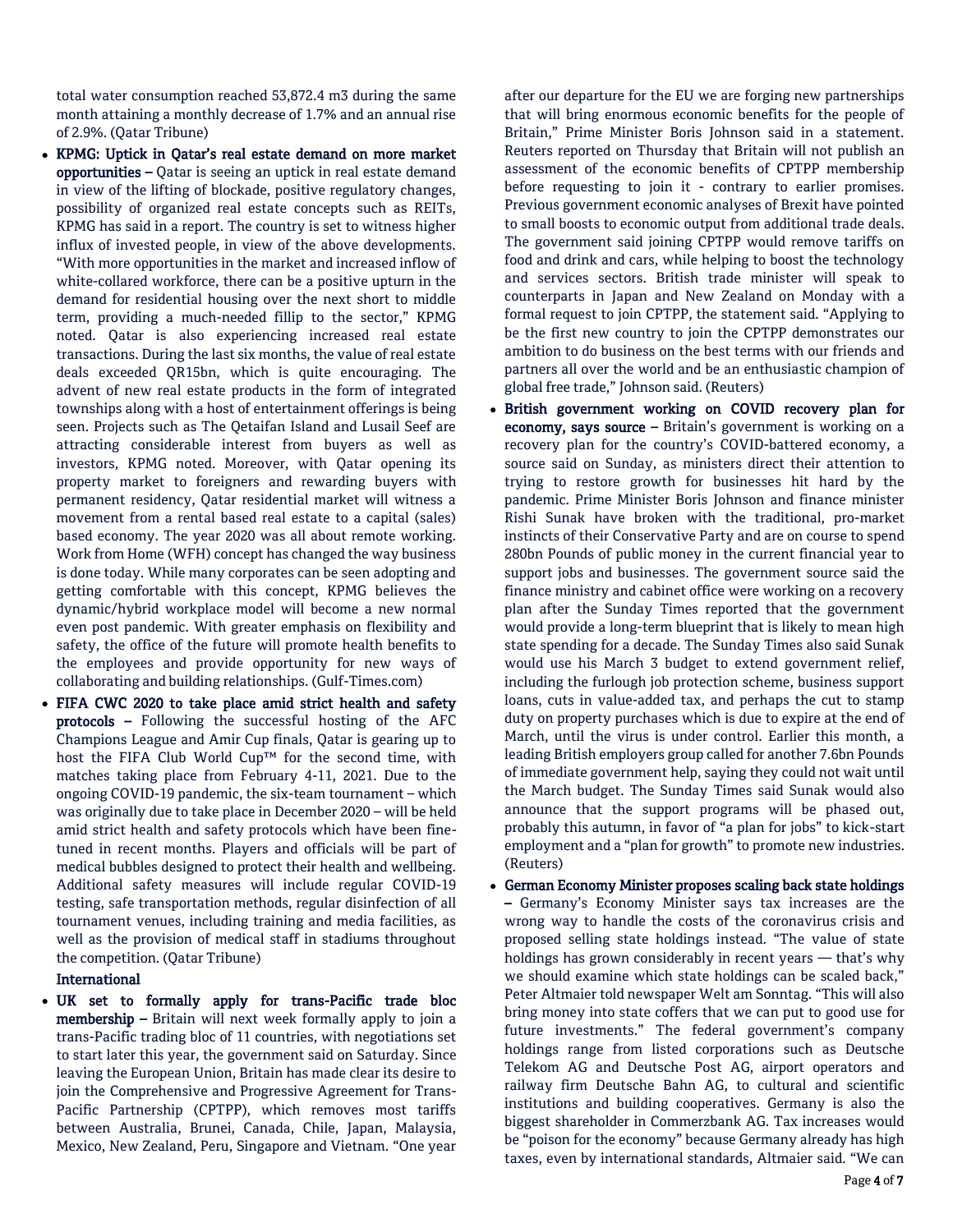total water consumption reached 53,872.4 m3 during the same month attaining a monthly decrease of 1.7% and an annual rise of 2.9%. (Qatar Tribune)

- **KPMG: Uptick in Qatar's real estate demand on more market opportunities –** Qatar is seeing an uptick in real estate demand in view of the lifting of blockade, positive regulatory changes, possibility of organized real estate concepts such as REITs, KPMG has said in a report. The country is set to witness higher influx of invested people, in view of the above developments. "With more opportunities in the market and increased inflow of white-collared workforce, there can be a positive upturn in the demand for residential housing over the next short to middle term, providing a much-needed fillip to the sector," KPMG noted. Qatar is also experiencing increased real estate transactions. During the last six months, the value of real estate deals exceeded QR15bn, which is quite encouraging. The advent of new real estate products in the form of integrated townships along with a host of entertainment offerings is being seen. Projects such as The Qetaifan Island and Lusail Seef are attracting considerable interest from buyers as well as investors, KPMG noted. Moreover, with Qatar opening its property market to foreigners and rewarding buyers with permanent residency, Qatar residential market will witness a movement from a rental based real estate to a capital (sales) based economy. The year 2020 was all about remote working. Work from Home (WFH) concept has changed the way business is done today. While many corporates can be seen adopting and getting comfortable with this concept, KPMG believes the dynamic/hybrid workplace model will become a new normal even post pandemic. With greater emphasis on flexibility and safety, the office of the future will promote health benefits to the employees and provide opportunity for new ways of collaborating and building relationships. (Gulf-Times.com)
- **FIFA CWC 2020 to take place amid strict health and safety protocols –** Following the successful hosting of the AFC Champions League and Amir Cup finals, Qatar is gearing up to host the FIFA Club World Cup™ for the second time, with matches taking place from February 4-11, 2021. Due to the ongoing COVID-19 pandemic, the six-team tournament – which was originally due to take place in December 2020 – will be held amid strict health and safety protocols which have been fine-tuned in recent months. Players and officials will be part of medical bubbles designed to protect their health and wellbeing. Additional safety measures will include regular COVID-19 testing, safe transportation methods, regular disinfection of all tournament venues, including training and media facilities, as well as the provision of medical staff in stadiums throughout the competition. (Qatar Tribune)

## International

- **UK set to formally apply for trans-Pacific trade bloc membership –** Britain will next week formally apply to join a trans-Pacific trading bloc of 11 countries, with negotiations set to start later this year, the government said on Saturday. Since leaving the European Union, Britain has made clear its desire to join the Comprehensive and Progressive Agreement for Trans-Pacific Partnership (CPTPP), which removes most tariffs between Australia, Brunei, Canada, Chile, Japan, Malaysia, Mexico, New Zealand, Peru, Singapore and Vietnam. "One year after our departure for the EU we are forging new partnerships that will bring enormous economic benefits for the people of Britain," Prime Minister Boris Johnson said in a statement. Reuters reported on Thursday that Britain will not publish an assessment of the economic benefits of CPTPP membership before requesting to join it - contrary to earlier promises. Previous government economic analyses of Brexit have pointed to small boosts to economic output from additional trade deals. The government said joining CPTPP would remove tariffs on food and drink and cars, while helping to boost the technology and services sectors. British trade minister will speak to counterparts in Japan and New Zealand on Monday with a formal request to join CPTPP, the statement said. "Applying to be the first new country to join the CPTPP demonstrates our ambition to do business on the best terms with our friends and partners all over the world and be an enthusiastic champion of global free trade," Johnson said. (Reuters)
- **British government working on COVID recovery plan for economy, says source –** Britain's government is working on a recovery plan for the country's COVID-battered economy, a source said on Sunday, as ministers direct their attention to trying to restore growth for businesses hit hard by the pandemic. Prime Minister Boris Johnson and finance minister Rishi Sunak have broken with the traditional, pro-market instincts of their Conservative Party and are on course to spend 280bn Pounds of public money in the current financial year to support jobs and businesses. The government source said the finance ministry and cabinet office were working on a recovery plan after the Sunday Times reported that the government would provide a long-term blueprint that is likely to mean high state spending for a decade. The Sunday Times also said Sunak would use his March 3 budget to extend government relief, including the furlough job protection scheme, business support loans, cuts in value-added tax, and perhaps the cut to stamp duty on property purchases which is due to expire at the end of March, until the virus is under control. Earlier this month, a leading British employers group called for another 7.6bn Pounds of immediate government help, saying they could not wait until the March budget. The Sunday Times said Sunak would also announce that the support programs will be phased out, probably this autumn, in favor of "a plan for jobs" to kick-start employment and a "plan for growth" to promote new industries. (Reuters)
- **German Economy Minister proposes scaling back state holdings –** Germany's Economy Minister says tax increases are the wrong way to handle the costs of the coronavirus crisis and proposed selling state holdings instead. "The value of state holdings has grown considerably in recent years — that's why we should examine which state holdings can be scaled back," Peter Altmaier told newspaper Welt am Sonntag. "This will also bring money into state coffers that we can put to good use for future investments." The federal government's company holdings range from listed corporations such as Deutsche Telekom AG and Deutsche Post AG, airport operators and railway firm Deutsche Bahn AG, to cultural and scientific institutions and building cooperatives. Germany is also the biggest shareholder in Commerzbank AG. Tax increases would be "poison for the economy" because Germany already has high taxes, even by international standards, Altmaier said. "We can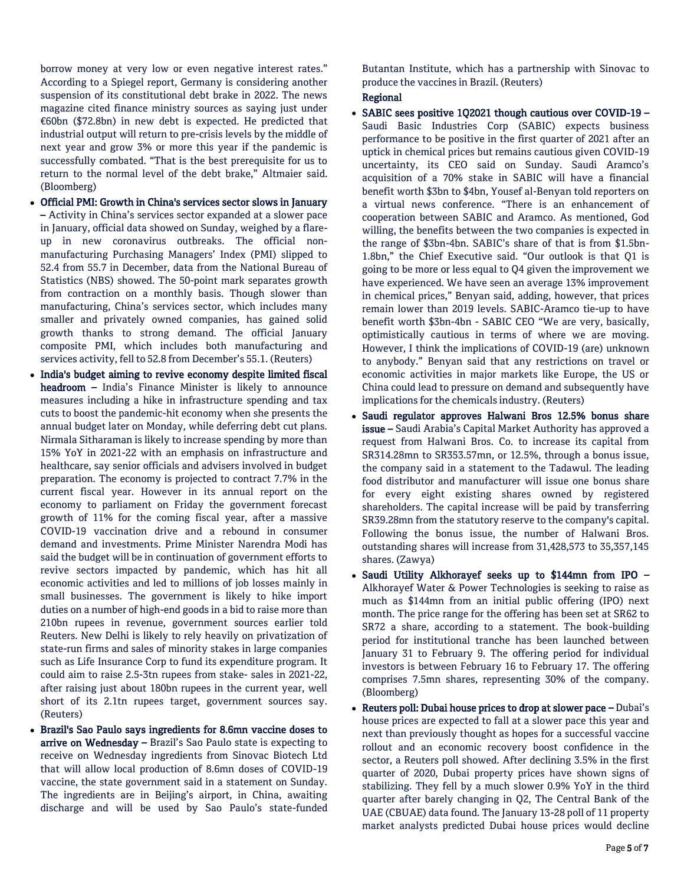borrow money at very low or even negative interest rates." According to a Spiegel report, Germany is considering another suspension of its constitutional debt brake in 2022. The news magazine cited finance ministry sources as saying just under €60bn ($72.8bn) in new debt is expected. He predicted that industrial output will return to pre-crisis levels by the middle of next year and grow 3% or more this year if the pandemic is successfully combated. "That is the best prerequisite for us to return to the normal level of the debt brake," Altmaier said. (Bloomberg)

- **Official PMI: Growth in China's services sector slows in January –** Activity in China's services sector expanded at a slower pace in January, official data showed on Sunday, weighed by a flare-up in new coronavirus outbreaks. The official non-manufacturing Purchasing Managers' Index (PMI) slipped to 52.4 from 55.7 in December, data from the National Bureau of Statistics (NBS) showed. The 50-point mark separates growth from contraction on a monthly basis. Though slower than manufacturing, China's services sector, which includes many smaller and privately owned companies, has gained solid growth thanks to strong demand. The official January composite PMI, which includes both manufacturing and services activity, fell to 52.8 from December's 55.1. (Reuters)
- **India's budget aiming to revive economy despite limited fiscal headroom –** India's Finance Minister is likely to announce measures including a hike in infrastructure spending and tax cuts to boost the pandemic-hit economy when she presents the annual budget later on Monday, while deferring debt cut plans. Nirmala Sitharaman is likely to increase spending by more than 15% YoY in 2021-22 with an emphasis on infrastructure and healthcare, say senior officials and advisers involved in budget preparation. The economy is projected to contract 7.7% in the current fiscal year. However in its annual report on the economy to parliament on Friday the government forecast growth of 11% for the coming fiscal year, after a massive COVID-19 vaccination drive and a rebound in consumer demand and investments. Prime Minister Narendra Modi has said the budget will be in continuation of government efforts to revive sectors impacted by pandemic, which has hit all economic activities and led to millions of job losses mainly in small businesses. The government is likely to hike import duties on a number of high-end goods in a bid to raise more than 210bn rupees in revenue, government sources earlier told Reuters. New Delhi is likely to rely heavily on privatization of state-run firms and sales of minority stakes in large companies such as Life Insurance Corp to fund its expenditure program. It could aim to raise 2.5-3tn rupees from stake- sales in 2021-22, after raising just about 180bn rupees in the current year, well short of its 2.1tn rupees target, government sources say. (Reuters)
- **Brazil's Sao Paulo says ingredients for 8.6mn vaccine doses to arrive on Wednesday –** Brazil's Sao Paulo state is expecting to receive on Wednesday ingredients from Sinovac Biotech Ltd that will allow local production of 8.6mn doses of COVID-19 vaccine, the state government said in a statement on Sunday. The ingredients are in Beijing's airport, in China, awaiting discharge and will be used by Sao Paulo's state-funded Butantan Institute, which has a partnership with Sinovac to produce the vaccines in Brazil. (Reuters)

**Regional**

- **SABIC sees positive 1Q2021 though cautious over COVID-19 –** Saudi Basic Industries Corp (SABIC) expects business performance to be positive in the first quarter of 2021 after an uptick in chemical prices but remains cautious given COVID-19 uncertainty, its CEO said on Sunday. Saudi Aramco's acquisition of a 70% stake in SABIC will have a financial benefit worth $3bn to $4bn, Yousef al-Benyan told reporters on a virtual news conference. "There is an enhancement of cooperation between SABIC and Aramco. As mentioned, God willing, the benefits between the two companies is expected in the range of $3bn-4bn. SABIC's share of that is from $1.5bn-1.8bn," the Chief Executive said. "Our outlook is that Q1 is going to be more or less equal to Q4 given the improvement we have experienced. We have seen an average 13% improvement in chemical prices," Benyan said, adding, however, that prices remain lower than 2019 levels. SABIC-Aramco tie-up to have benefit worth $3bn-4bn - SABIC CEO "We are very, basically, optimistically cautious in terms of where we are moving. However, I think the implications of COVID-19 (are) unknown to anybody." Benyan said that any restrictions on travel or economic activities in major markets like Europe, the US or China could lead to pressure on demand and subsequently have implications for the chemicals industry. (Reuters)
- **Saudi regulator approves Halwani Bros 12.5% bonus share issue –** Saudi Arabia's Capital Market Authority has approved a request from Halwani Bros. Co. to increase its capital from SR314.28mn to SR353.57mn, or 12.5%, through a bonus issue, the company said in a statement to the Tadawul. The leading food distributor and manufacturer will issue one bonus share for every eight existing shares owned by registered shareholders. The capital increase will be paid by transferring SR39.28mn from the statutory reserve to the company's capital. Following the bonus issue, the number of Halwani Bros. outstanding shares will increase from 31,428,573 to 35,357,145 shares. (Zawya)
- **Saudi Utility Alkhorayef seeks up to $144mn from IPO –** Alkhorayef Water & Power Technologies is seeking to raise as much as $144mn from an initial public offering (IPO) next month. The price range for the offering has been set at SR62 to SR72 a share, according to a statement. The book-building period for institutional tranche has been launched between January 31 to February 9. The offering period for individual investors is between February 16 to February 17. The offering comprises 7.5mn shares, representing 30% of the company. (Bloomberg)
- **Reuters poll: Dubai house prices to drop at slower pace –** Dubai's house prices are expected to fall at a slower pace this year and next than previously thought as hopes for a successful vaccine rollout and an economic recovery boost confidence in the sector, a Reuters poll showed. After declining 3.5% in the first quarter of 2020, Dubai property prices have shown signs of stabilizing. They fell by a much slower 0.9% YoY in the third quarter after barely changing in Q2, The Central Bank of the UAE (CBUAE) data found. The January 13-28 poll of 11 property market analysts predicted Dubai house prices would decline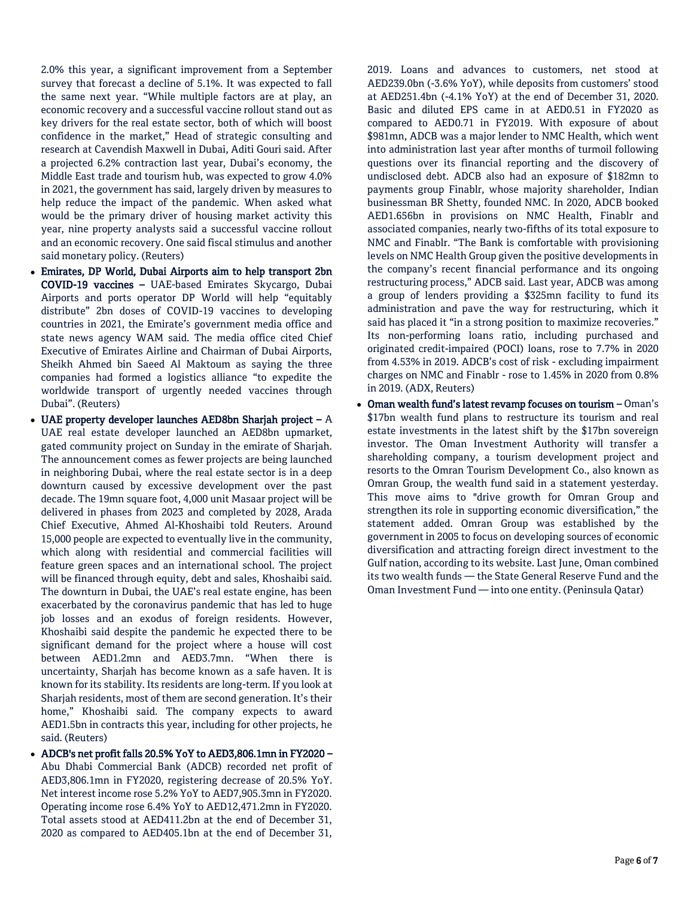2.0% this year, a significant improvement from a September survey that forecast a decline of 5.1%. It was expected to fall the same next year. "While multiple factors are at play, an economic recovery and a successful vaccine rollout stand out as key drivers for the real estate sector, both of which will boost confidence in the market," Head of strategic consulting and research at Cavendish Maxwell in Dubai, Aditi Gouri said. After a projected 6.2% contraction last year, Dubai's economy, the Middle East trade and tourism hub, was expected to grow 4.0% in 2021, the government has said, largely driven by measures to help reduce the impact of the pandemic. When asked what would be the primary driver of housing market activity this year, nine property analysts said a successful vaccine rollout and an economic recovery. One said fiscal stimulus and another said monetary policy. (Reuters)

- **Emirates, DP World, Dubai Airports aim to help transport 2bn COVID-19 vaccines –** UAE-based Emirates Skycargo, Dubai Airports and ports operator DP World will help "equitably distribute" 2bn doses of COVID-19 vaccines to developing countries in 2021, the Emirate's government media office and state news agency WAM said. The media office cited Chief Executive of Emirates Airline and Chairman of Dubai Airports, Sheikh Ahmed bin Saeed Al Maktoum as saying the three companies had formed a logistics alliance "to expedite the worldwide transport of urgently needed vaccines through Dubai". (Reuters)
- **UAE property developer launches AED8bn Sharjah project –** A UAE real estate developer launched an AED8bn upmarket, gated community project on Sunday in the emirate of Sharjah. The announcement comes as fewer projects are being launched in neighboring Dubai, where the real estate sector is in a deep downturn caused by excessive development over the past decade. The 19mn square foot, 4,000 unit Masaar project will be delivered in phases from 2023 and completed by 2028, Arada Chief Executive, Ahmed Al-Khoshaibi told Reuters. Around 15,000 people are expected to eventually live in the community, which along with residential and commercial facilities will feature green spaces and an international school. The project will be financed through equity, debt and sales, Khoshaibi said. The downturn in Dubai, the UAE's real estate engine, has been exacerbated by the coronavirus pandemic that has led to huge job losses and an exodus of foreign residents. However, Khoshaibi said despite the pandemic he expected there to be significant demand for the project where a house will cost between AED1.2mn and AED3.7mn. "When there is uncertainty, Sharjah has become known as a safe haven. It is known for its stability. Its residents are long-term. If you look at Sharjah residents, most of them are second generation. It's their home," Khoshaibi said. The company expects to award AED1.5bn in contracts this year, including for other projects, he said. (Reuters)
- **ADCB's net profit falls 20.5% YoY to AED3,806.1mn in FY2020 –** Abu Dhabi Commercial Bank (ADCB) recorded net profit of AED3,806.1mn in FY2020, registering decrease of 20.5% YoY. Net interest income rose 5.2% YoY to AED7,905.3mn in FY2020. Operating income rose 6.4% YoY to AED12,471.2mn in FY2020. Total assets stood at AED411.2bn at the end of December 31, 2020 as compared to AED405.1bn at the end of December 31, 2019. Loans and advances to customers, net stood at AED239.0bn (-3.6% YoY), while deposits from customers' stood at AED251.4bn (-4.1% YoY) at the end of December 31, 2020. Basic and diluted EPS came in at AED0.51 in FY2020 as compared to AED0.71 in FY2019. With exposure of about $981mn, ADCB was a major lender to NMC Health, which went into administration last year after months of turmoil following questions over its financial reporting and the discovery of undisclosed debt. ADCB also had an exposure of $182mn to payments group Finablr, whose majority shareholder, Indian businessman BR Shetty, founded NMC. In 2020, ADCB booked AED1.656bn in provisions on NMC Health, Finablr and associated companies, nearly two-fifths of its total exposure to NMC and Finablr. "The Bank is comfortable with provisioning levels on NMC Health Group given the positive developments in the company's recent financial performance and its ongoing restructuring process," ADCB said. Last year, ADCB was among a group of lenders providing a $325mn facility to fund its administration and pave the way for restructuring, which it said has placed it "in a strong position to maximize recoveries." Its non-performing loans ratio, including purchased and originated credit-impaired (POCI) loans, rose to 7.7% in 2020 from 4.53% in 2019. ADCB's cost of risk - excluding impairment charges on NMC and Finablr - rose to 1.45% in 2020 from 0.8% in 2019. (ADX, Reuters)
- **Oman wealth fund's latest revamp focuses on tourism –** Oman's $17bn wealth fund plans to restructure its tourism and real estate investments in the latest shift by the $17bn sovereign investor. The Oman Investment Authority will transfer a shareholding company, a tourism development project and resorts to the Omran Tourism Development Co., also known as Omran Group, the wealth fund said in a statement yesterday. This move aims to "drive growth for Omran Group and strengthen its role in supporting economic diversification," the statement added. Omran Group was established by the government in 2005 to focus on developing sources of economic diversification and attracting foreign direct investment to the Gulf nation, according to its website. Last June, Oman combined its two wealth funds — the State General Reserve Fund and the Oman Investment Fund — into one entity. (Peninsula Qatar)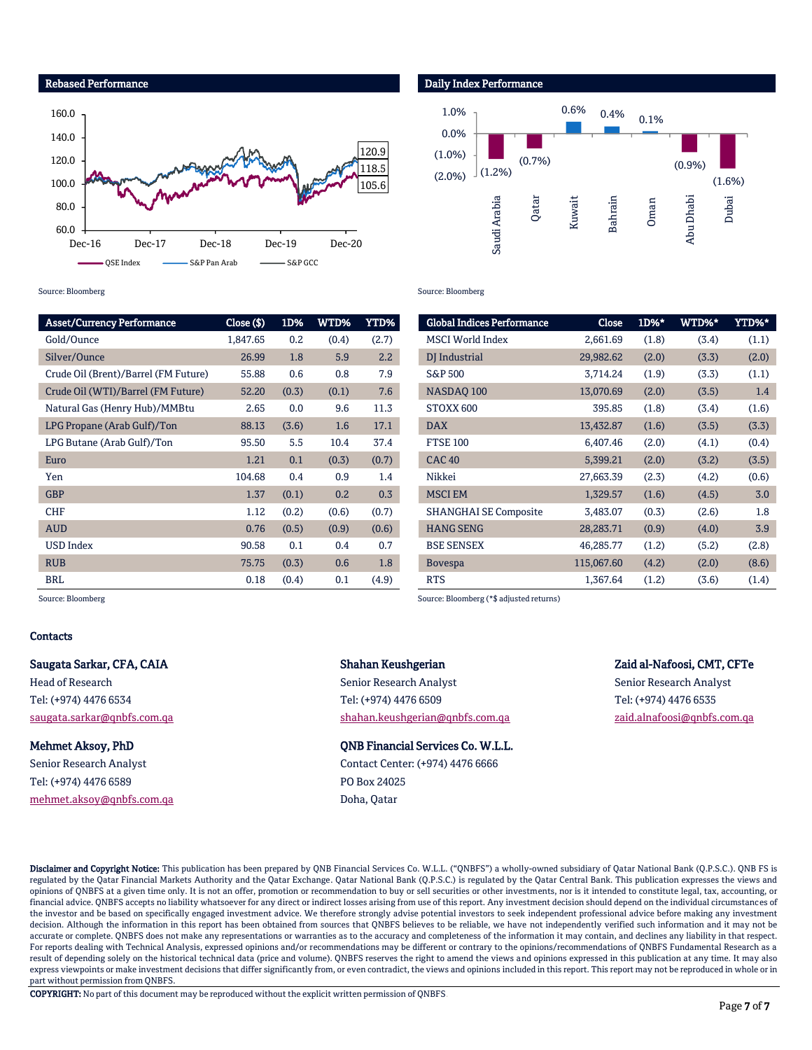### Rebased Performance

160.0
140.0
120.0
100.0
80.0
60.0
Dec-16
Dec-17
Dec-18
Dec-19
Dec-20
120.9
118.5
105.6
QSE Index
S&P Pan Arab
S&P GCC

Source: Bloomberg

### Daily Index Performance

1.0%
0.0%
(1.0%)
(2.0%)
(1.2%)
(0.7%)
0.6%
0.4%
0.1%
(0.9%)
(1.6%)
Saudi Arabia
Qatar
Kuwait
Bahrain
Oman
Abu Dhabi
Dubai

Source: Bloomberg

| Asset/Currency Performance | Close ($) | 1D% | WTD% | YTD% |
|---|---|---|---|---|
| Gold/Ounce | 1,847.65 | 0.2 | (0.4) | (2.7) |
| Silver/Ounce | 26.99 | 1.8 | 5.9 | 2.2 |
| Crude Oil (Brent)/Barrel (FM Future) | 55.88 | 0.6 | 0.8 | 7.9 |
| Crude Oil (WTI)/Barrel (FM Future) | 52.20 | (0.3) | (0.1) | 7.6 |
| Natural Gas (Henry Hub)/MMBtu | 2.65 | 0.0 | 9.6 | 11.3 |
| LPG Propane (Arab Gulf)/Ton | 88.13 | (3.6) | 1.6 | 17.1 |
| LPG Butane (Arab Gulf)/Ton | 95.50 | 5.5 | 10.4 | 37.4 |
| Euro | 1.21 | 0.1 | (0.3) | (0.7) |
| Yen | 104.68 | 0.4 | 0.9 | 1.4 |
| GBP | 1.37 | (0.1) | 0.2 | 0.3 |
| CHF | 1.12 | (0.2) | (0.6) | (0.7) |
| AUD | 0.76 | (0.5) | (0.9) | (0.6) |
| USD Index | 90.58 | 0.1 | 0.4 | 0.7 |
| RUB | 75.75 | (0.3) | 0.6 | 1.8 |
| BRL | 0.18 | (0.4) | 0.1 | (4.9) |

Source: Bloomberg

| Global Indices Performance | Close | 1D%* | WTD%* | YTD%* |
|---|---|---|---|---|
| MSCI World Index | 2,661.69 | (1.8) | (3.4) | (1.1) |
| DJ Industrial | 29,982.62 | (2.0) | (3.3) | (2.0) |
| S&P 500 | 3,714.24 | (1.9) | (3.3) | (1.1) |
| NASDAQ 100 | 13,070.69 | (2.0) | (3.5) | 1.4 |
| STOXX 600 | 395.85 | (1.8) | (3.4) | (1.6) |
| DAX | 13,432.87 | (1.6) | (3.5) | (3.3) |
| FTSE 100 | 6,407.46 | (2.0) | (4.1) | (0.4) |
| CAC 40 | 5,399.21 | (2.0) | (3.2) | (3.5) |
| Nikkei | 27,663.39 | (2.3) | (4.2) | (0.6) |
| MSCI EM | 1,329.57 | (1.6) | (4.5) | 3.0 |
| SHANGHAI SE Composite | 3,483.07 | (0.3) | (2.6) | 1.8 |
| HANG SENG | 28,283.71 | (0.9) | (4.0) | 3.9 |
| BSE SENSEX | 46,285.77 | (1.2) | (5.2) | (2.8) |
| Bovespa | 115,067.60 | (4.2) | (2.0) | (8.6) |
| RTS | 1,367.64 | (1.2) | (3.6) | (1.4) |

Source: Bloomberg (*$ adjusted returns)

## Contacts

**Saugata Sarkar, CFA, CAIA**
Head of Research
Tel: (+974) 4476 6534
saugata.sarkar@qnbfs.com.qa

**Shahan Keushgerian**
Senior Research Analyst
Tel: (+974) 4476 6509
shahan.keushgerian@qnbfs.com.qa

**Zaid al-Nafoosi, CMT, CFTe**
Senior Research Analyst
Tel: (+974) 4476 6535
zaid.alnafoosi@qnbfs.com.qa

**Mehmet Aksoy, PhD**
Senior Research Analyst
Tel: (+974) 4476 6589
mehmet.aksoy@qnbfs.com.qa

**QNB Financial Services Co. W.L.L.**
Contact Center: (+974) 4476 6666
PO Box 24025
Doha, Qatar

**Disclaimer and Copyright Notice:** This publication has been prepared by QNB Financial Services Co. W.L.L. ("QNBFS") a wholly-owned subsidiary of Qatar National Bank (Q.P.S.C.). QNB FS is regulated by the Qatar Financial Markets Authority and the Qatar Exchange. Qatar National Bank (Q.P.S.C.) is regulated by the Qatar Central Bank. This publication expresses the views and opinions of QNBFS at a given time only. It is not an offer, promotion or recommendation to buy or sell securities or other investments, nor is it intended to constitute legal, tax, accounting, or financial advice. QNBFS accepts no liability whatsoever for any direct or indirect losses arising from use of this report. Any investment decision should depend on the individual circumstances of the investor and be based on specifically engaged investment advice. We therefore strongly advise potential investors to seek independent professional advice before making any investment decision. Although the information in this report has been obtained from sources that QNBFS believes to be reliable, we have not independently verified such information and it may not be accurate or complete. QNBFS does not make any representations or warranties as to the accuracy and completeness of the information it may contain, and declines any liability in that respect. For reports dealing with Technical Analysis, expressed opinions and/or recommendations may be different or contrary to the opinions/recommendations of QNBFS Fundamental Research as a result of depending solely on the historical technical data (price and volume). QNBFS reserves the right to amend the views and opinions expressed in this publication at any time. It may also express viewpoints or make investment decisions that differ significantly from, or even contradict, the views and opinions included in this report. This report may not be reproduced in whole or in part without permission from QNBFS.

**COPYRIGHT:** No part of this document may be reproduced without the explicit written permission of QNBFS